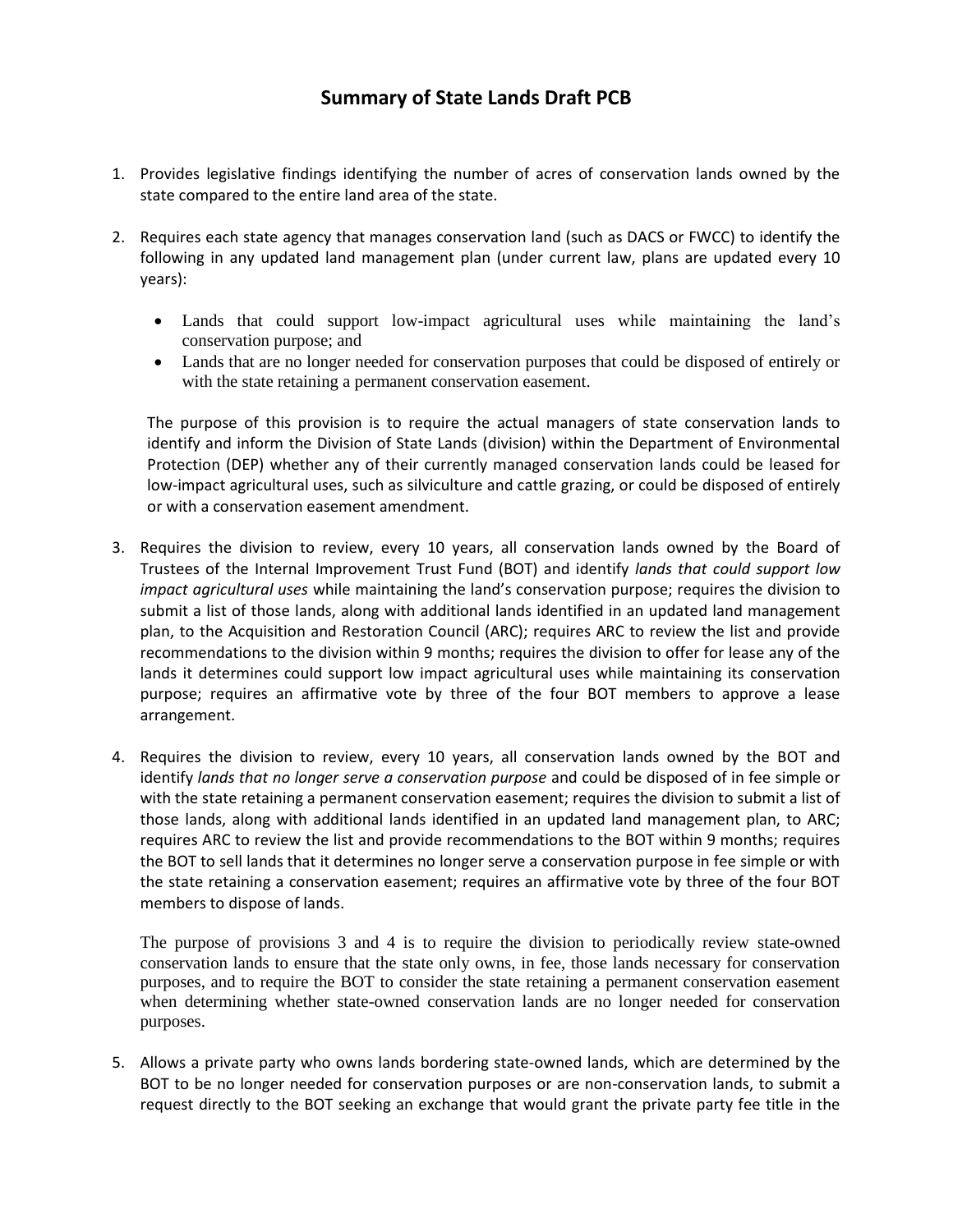# Summary of State Lands Draft PCB

1. Provides legislative findings identifying the number of acres of conservation lands owned by the state compared to the entire land area of the state.

2. Requires each state agency that manages conservation land (such as DACS or FWCC) to identify the following in any updated land management plan (under current law, plans are updated every 10 years):

   - Lands that could support low-impact agricultural uses while maintaining the land's conservation purpose; and
   - Lands that are no longer needed for conservation purposes that could be disposed of entirely or with the state retaining a permanent conservation easement.

   The purpose of this provision is to require the actual managers of state conservation lands to identify and inform the Division of State Lands (division) within the Department of Environmental Protection (DEP) whether any of their currently managed conservation lands could be leased for low-impact agricultural uses, such as silviculture and cattle grazing, or could be disposed of entirely or with a conservation easement amendment.

3. Requires the division to review, every 10 years, all conservation lands owned by the Board of Trustees of the Internal Improvement Trust Fund (BOT) and identify *lands that could support low impact agricultural uses* while maintaining the land's conservation purpose; requires the division to submit a list of those lands, along with additional lands identified in an updated land management plan, to the Acquisition and Restoration Council (ARC); requires ARC to review the list and provide recommendations to the division within 9 months; requires the division to offer for lease any of the lands it determines could support low impact agricultural uses while maintaining its conservation purpose; requires an affirmative vote by three of the four BOT members to approve a lease arrangement.

4. Requires the division to review, every 10 years, all conservation lands owned by the BOT and identify *lands that no longer serve a conservation purpose* and could be disposed of in fee simple or with the state retaining a permanent conservation easement; requires the division to submit a list of those lands, along with additional lands identified in an updated land management plan, to ARC; requires ARC to review the list and provide recommendations to the BOT within 9 months; requires the BOT to sell lands that it determines no longer serve a conservation purpose in fee simple or with the state retaining a conservation easement; requires an affirmative vote by three of the four BOT members to dispose of lands.

   The purpose of provisions 3 and 4 is to require the division to periodically review state-owned conservation lands to ensure that the state only owns, in fee, those lands necessary for conservation purposes, and to require the BOT to consider the state retaining a permanent conservation easement when determining whether state-owned conservation lands are no longer needed for conservation purposes.

5. Allows a private party who owns lands bordering state-owned lands, which are determined by the BOT to be no longer needed for conservation purposes or are non-conservation lands, to submit a request directly to the BOT seeking an exchange that would grant the private party fee title in the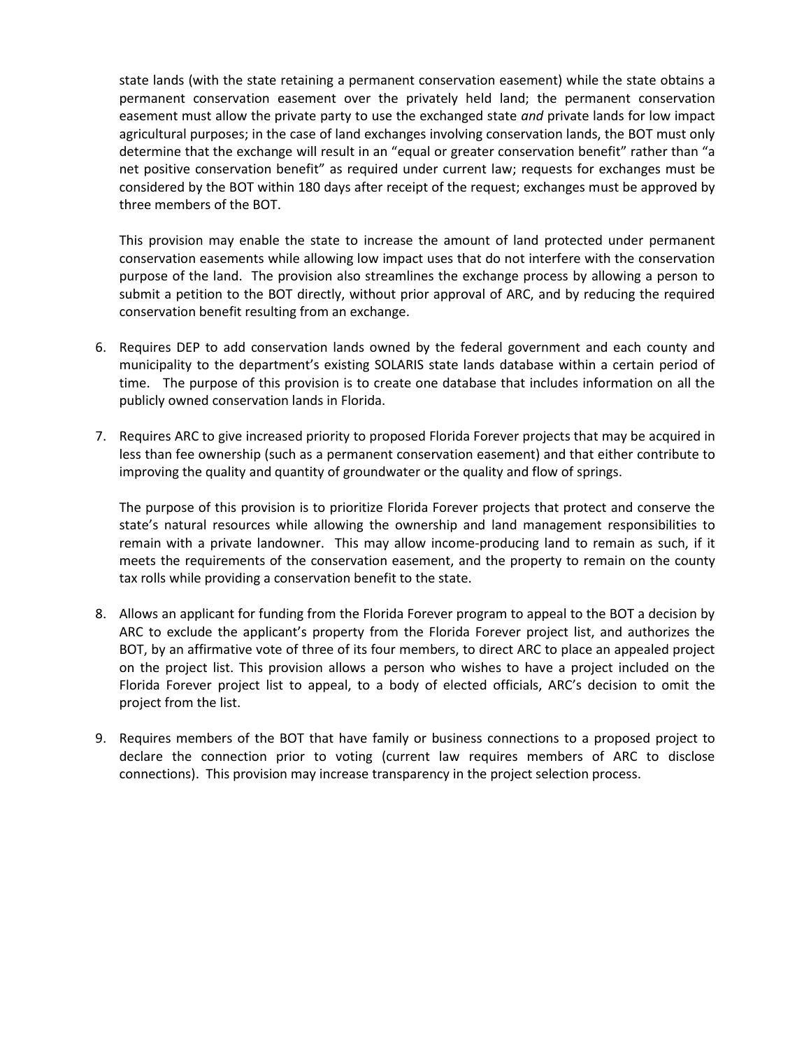state lands (with the state retaining a permanent conservation easement) while the state obtains a permanent conservation easement over the privately held land; the permanent conservation easement must allow the private party to use the exchanged state *and* private lands for low impact agricultural purposes; in the case of land exchanges involving conservation lands, the BOT must only determine that the exchange will result in an "equal or greater conservation benefit" rather than "a net positive conservation benefit" as required under current law; requests for exchanges must be considered by the BOT within 180 days after receipt of the request; exchanges must be approved by three members of the BOT.

This provision may enable the state to increase the amount of land protected under permanent conservation easements while allowing low impact uses that do not interfere with the conservation purpose of the land. The provision also streamlines the exchange process by allowing a person to submit a petition to the BOT directly, without prior approval of ARC, and by reducing the required conservation benefit resulting from an exchange.

6. Requires DEP to add conservation lands owned by the federal government and each county and municipality to the department's existing SOLARIS state lands database within a certain period of time. The purpose of this provision is to create one database that includes information on all the publicly owned conservation lands in Florida.

7. Requires ARC to give increased priority to proposed Florida Forever projects that may be acquired in less than fee ownership (such as a permanent conservation easement) and that either contribute to improving the quality and quantity of groundwater or the quality and flow of springs.

   The purpose of this provision is to prioritize Florida Forever projects that protect and conserve the state's natural resources while allowing the ownership and land management responsibilities to remain with a private landowner. This may allow income-producing land to remain as such, if it meets the requirements of the conservation easement, and the property to remain on the county tax rolls while providing a conservation benefit to the state.

8. Allows an applicant for funding from the Florida Forever program to appeal to the BOT a decision by ARC to exclude the applicant's property from the Florida Forever project list, and authorizes the BOT, by an affirmative vote of three of its four members, to direct ARC to place an appealed project on the project list. This provision allows a person who wishes to have a project included on the Florida Forever project list to appeal, to a body of elected officials, ARC's decision to omit the project from the list.

9. Requires members of the BOT that have family or business connections to a proposed project to declare the connection prior to voting (current law requires members of ARC to disclose connections). This provision may increase transparency in the project selection process.